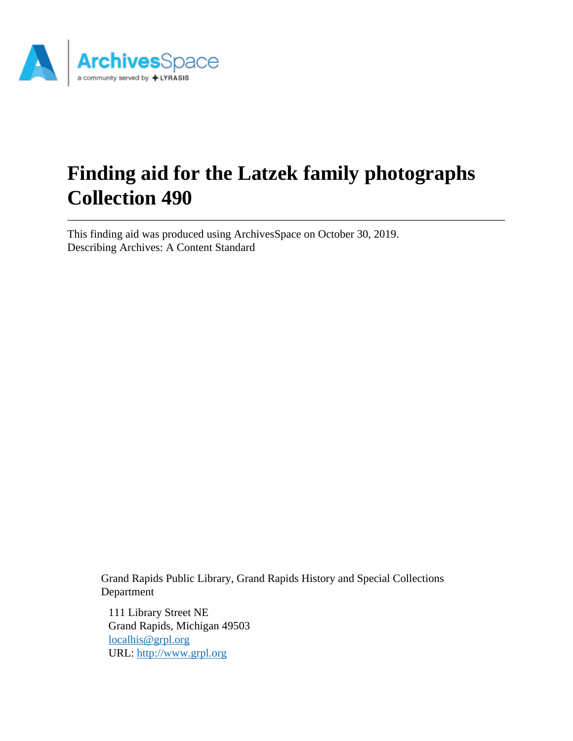# Finding aid for the Latzek family photographs Collection 490

This finding aid was produced using ArchivesSpace on October 30, 2019.
Describing Archives: A Content Standard

Grand Rapids Public Library, Grand Rapids History and Special Collections Department

111 Library Street NE
Grand Rapids, Michigan 49503
[localhis@grpl.org](mailto:localhis@grpl.org)
URL: [http://www.grpl.org](http://www.grpl.org)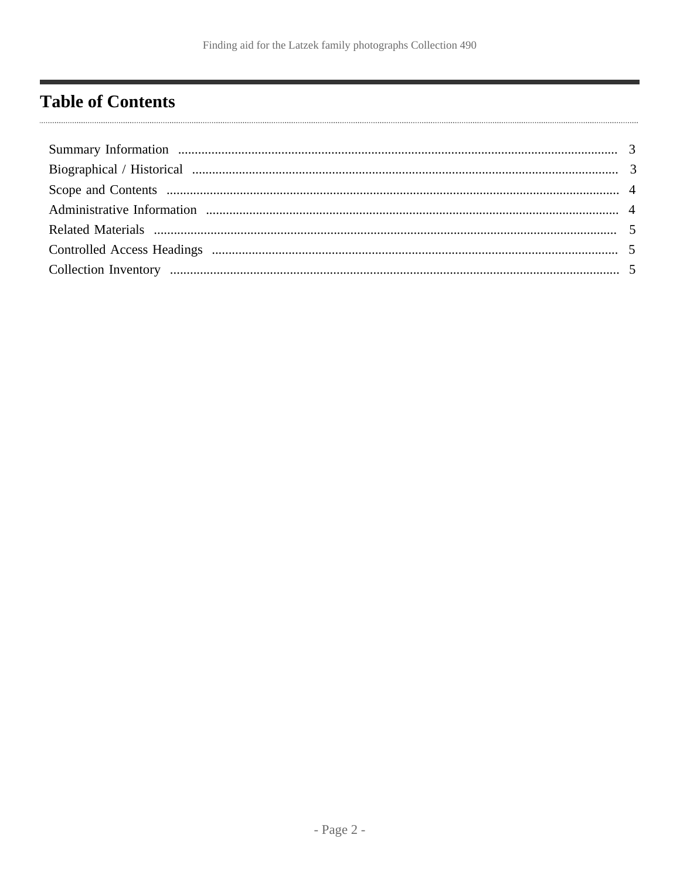# Table of Contents

Summary Information .................................................................................................................................. 3
Biographical / Historical .............................................................................................................................. 3
Scope and Contents ..................................................................................................................................... 4
Administrative Information .......................................................................................................................... 4
Related Materials ......................................................................................................................................... 5
Controlled Access Headings ........................................................................................................................ 5
Collection Inventory .................................................................................................................................... 5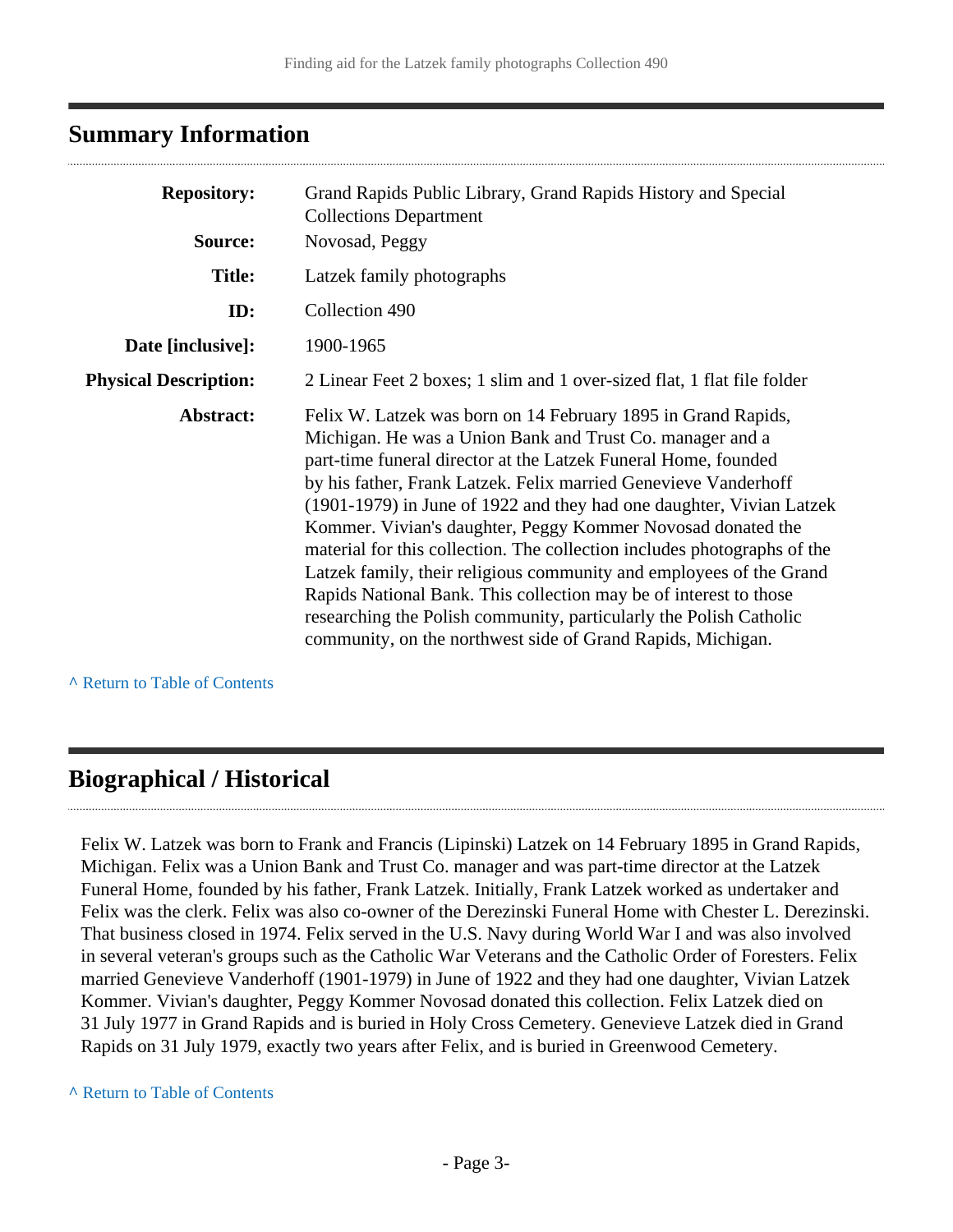## Summary Information

| | |
|---|---|
| **Repository:** | Grand Rapids Public Library, Grand Rapids History and Special Collections Department |
| **Source:** | Novosad, Peggy |
| **Title:** | Latzek family photographs |
| **ID:** | Collection 490 |
| **Date [inclusive]:** | 1900-1965 |
| **Physical Description:** | 2 Linear Feet 2 boxes; 1 slim and 1 over-sized flat, 1 flat file folder |
| **Abstract:** | Felix W. Latzek was born on 14 February 1895 in Grand Rapids, Michigan. He was a Union Bank and Trust Co. manager and a part-time funeral director at the Latzek Funeral Home, founded by his father, Frank Latzek. Felix married Genevieve Vanderhoff (1901-1979) in June of 1922 and they had one daughter, Vivian Latzek Kommer. Vivian's daughter, Peggy Kommer Novosad donated the material for this collection. The collection includes photographs of the Latzek family, their religious community and employees of the Grand Rapids National Bank. This collection may be of interest to those researching the Polish community, particularly the Polish Catholic community, on the northwest side of Grand Rapids, Michigan. |

^ Return to Table of Contents

## Biographical / Historical

Felix W. Latzek was born to Frank and Francis (Lipinski) Latzek on 14 February 1895 in Grand Rapids, Michigan. Felix was a Union Bank and Trust Co. manager and was part-time director at the Latzek Funeral Home, founded by his father, Frank Latzek. Initially, Frank Latzek worked as undertaker and Felix was the clerk. Felix was also co-owner of the Derezinski Funeral Home with Chester L. Derezinski. That business closed in 1974. Felix served in the U.S. Navy during World War I and was also involved in several veteran's groups such as the Catholic War Veterans and the Catholic Order of Foresters. Felix married Genevieve Vanderhoff (1901-1979) in June of 1922 and they had one daughter, Vivian Latzek Kommer. Vivian's daughter, Peggy Kommer Novosad donated this collection. Felix Latzek died on 31 July 1977 in Grand Rapids and is buried in Holy Cross Cemetery. Genevieve Latzek died in Grand Rapids on 31 July 1979, exactly two years after Felix, and is buried in Greenwood Cemetery.

^ Return to Table of Contents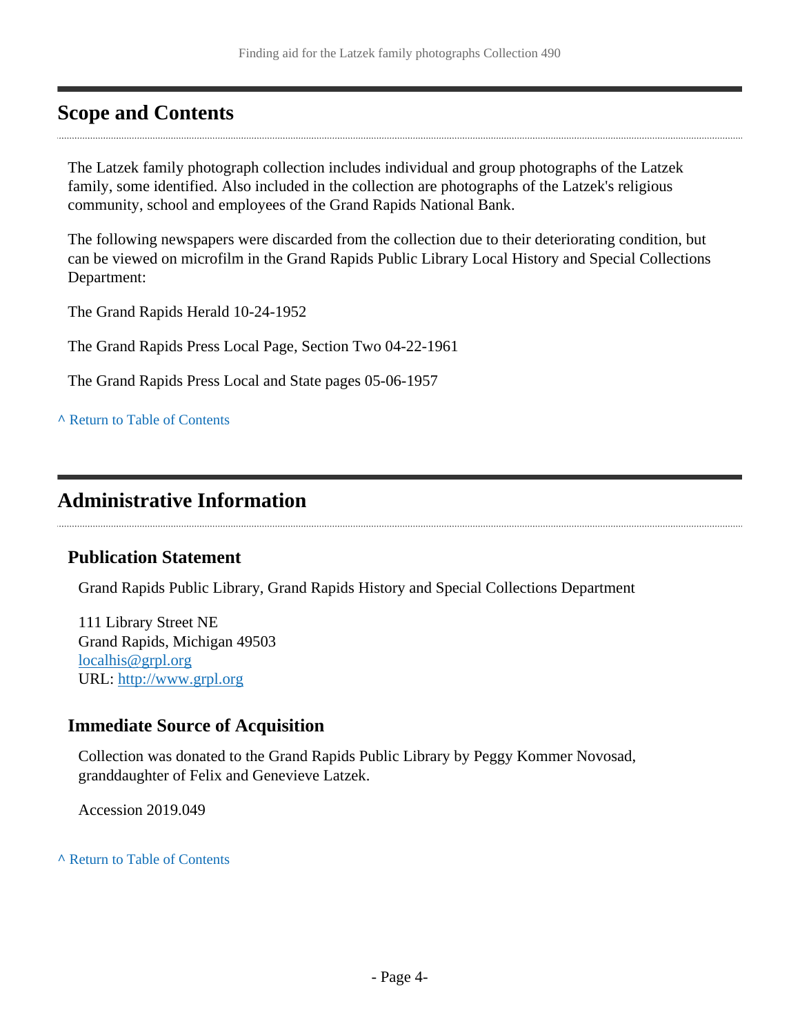## Scope and Contents

The Latzek family photograph collection includes individual and group photographs of the Latzek family, some identified. Also included in the collection are photographs of the Latzek's religious community, school and employees of the Grand Rapids National Bank.

The following newspapers were discarded from the collection due to their deteriorating condition, but can be viewed on microfilm in the Grand Rapids Public Library Local History and Special Collections Department:

The Grand Rapids Herald 10-24-1952

The Grand Rapids Press Local Page, Section Two 04-22-1961

The Grand Rapids Press Local and State pages 05-06-1957

^ Return to Table of Contents

## Administrative Information

### Publication Statement

Grand Rapids Public Library, Grand Rapids History and Special Collections Department

111 Library Street NE
Grand Rapids, Michigan 49503
localhis@grpl.org
URL: http://www.grpl.org

### Immediate Source of Acquisition

Collection was donated to the Grand Rapids Public Library by Peggy Kommer Novosad, granddaughter of Felix and Genevieve Latzek.

Accession 2019.049

^ Return to Table of Contents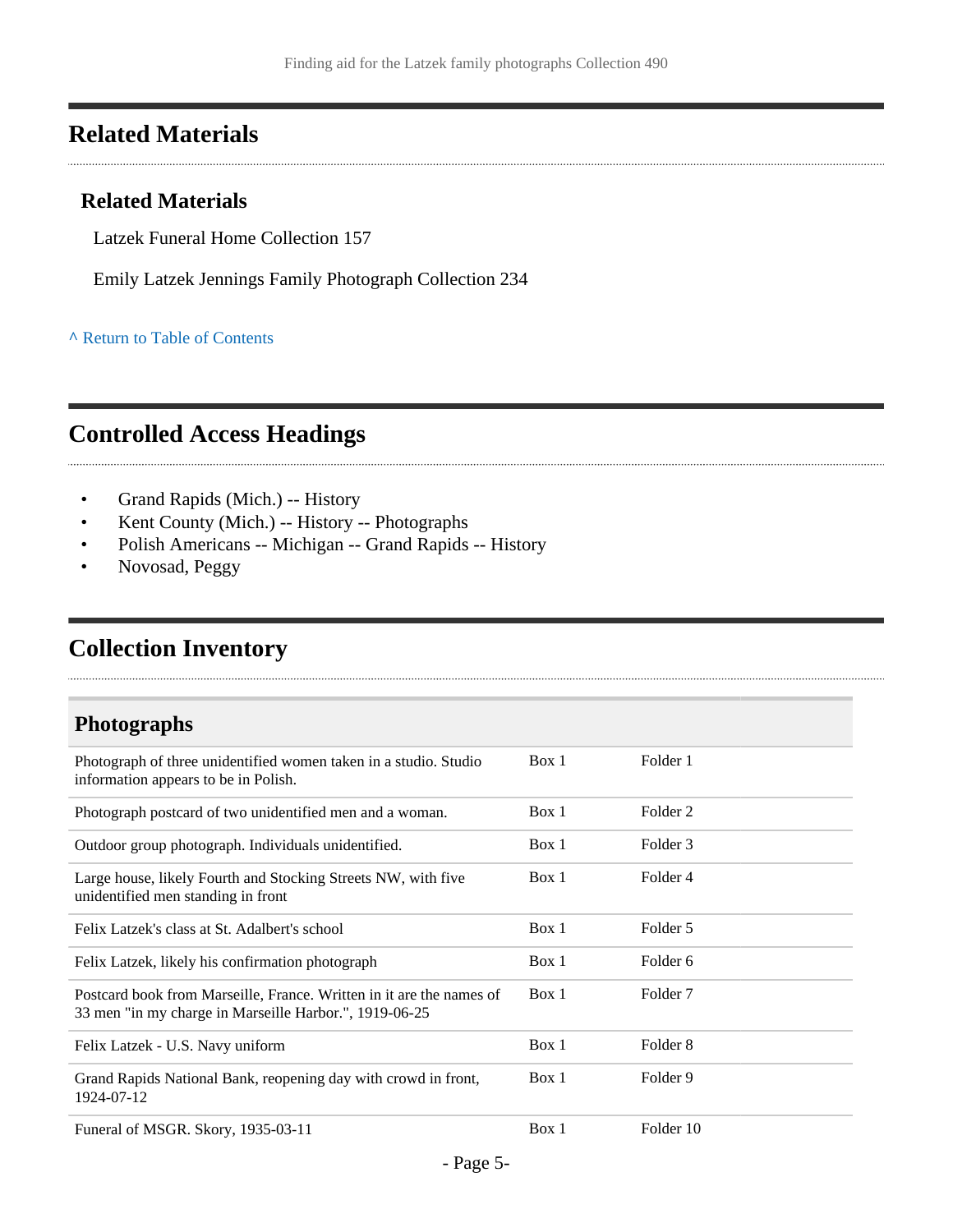## Related Materials

### Related Materials

Latzek Funeral Home Collection 157

Emily Latzek Jennings Family Photograph Collection 234

^ Return to Table of Contents

## Controlled Access Headings

- Grand Rapids (Mich.) -- History
- Kent County (Mich.) -- History -- Photographs
- Polish Americans -- Michigan -- Grand Rapids -- History
- Novosad, Peggy

## Collection Inventory

### Photographs

| Description | Box | Folder |
|---|---|---|
| Photograph of three unidentified women taken in a studio. Studio information appears to be in Polish. | Box 1 | Folder 1 |
| Photograph postcard of two unidentified men and a woman. | Box 1 | Folder 2 |
| Outdoor group photograph. Individuals unidentified. | Box 1 | Folder 3 |
| Large house, likely Fourth and Stocking Streets NW, with five unidentified men standing in front | Box 1 | Folder 4 |
| Felix Latzek's class at St. Adalbert's school | Box 1 | Folder 5 |
| Felix Latzek, likely his confirmation photograph | Box 1 | Folder 6 |
| Postcard book from Marseille, France. Written in it are the names of 33 men "in my charge in Marseille Harbor.", 1919-06-25 | Box 1 | Folder 7 |
| Felix Latzek - U.S. Navy uniform | Box 1 | Folder 8 |
| Grand Rapids National Bank, reopening day with crowd in front, 1924-07-12 | Box 1 | Folder 9 |
| Funeral of MSGR. Skory, 1935-03-11 | Box 1 | Folder 10 |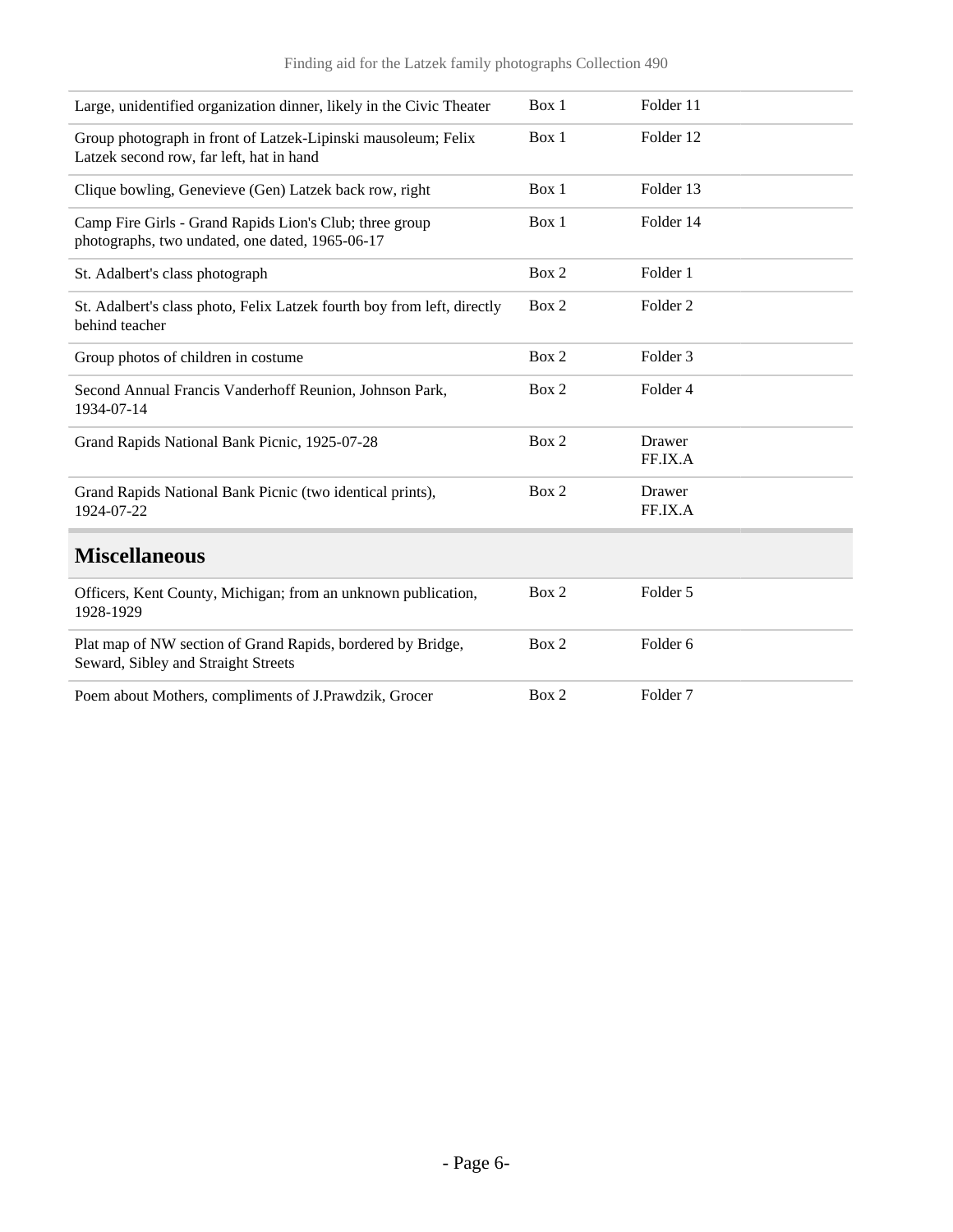| | | |
|---|---|---|
| Large, unidentified organization dinner, likely in the Civic Theater | Box 1 | Folder 11 |
| Group photograph in front of Latzek-Lipinski mausoleum; Felix Latzek second row, far left, hat in hand | Box 1 | Folder 12 |
| Clique bowling, Genevieve (Gen) Latzek back row, right | Box 1 | Folder 13 |
| Camp Fire Girls - Grand Rapids Lion's Club; three group photographs, two undated, one dated, 1965-06-17 | Box 1 | Folder 14 |
| St. Adalbert's class photograph | Box 2 | Folder 1 |
| St. Adalbert's class photo, Felix Latzek fourth boy from left, directly behind teacher | Box 2 | Folder 2 |
| Group photos of children in costume | Box 2 | Folder 3 |
| Second Annual Francis Vanderhoff Reunion, Johnson Park, 1934-07-14 | Box 2 | Folder 4 |
| Grand Rapids National Bank Picnic, 1925-07-28 | Box 2 | Drawer FF.IX.A |
| Grand Rapids National Bank Picnic (two identical prints), 1924-07-22 | Box 2 | Drawer FF.IX.A |

## Miscellaneous

| | | |
|---|---|---|
| Officers, Kent County, Michigan; from an unknown publication, 1928-1929 | Box 2 | Folder 5 |
| Plat map of NW section of Grand Rapids, bordered by Bridge, Seward, Sibley and Straight Streets | Box 2 | Folder 6 |
| Poem about Mothers, compliments of J.Prawdzik, Grocer | Box 2 | Folder 7 |